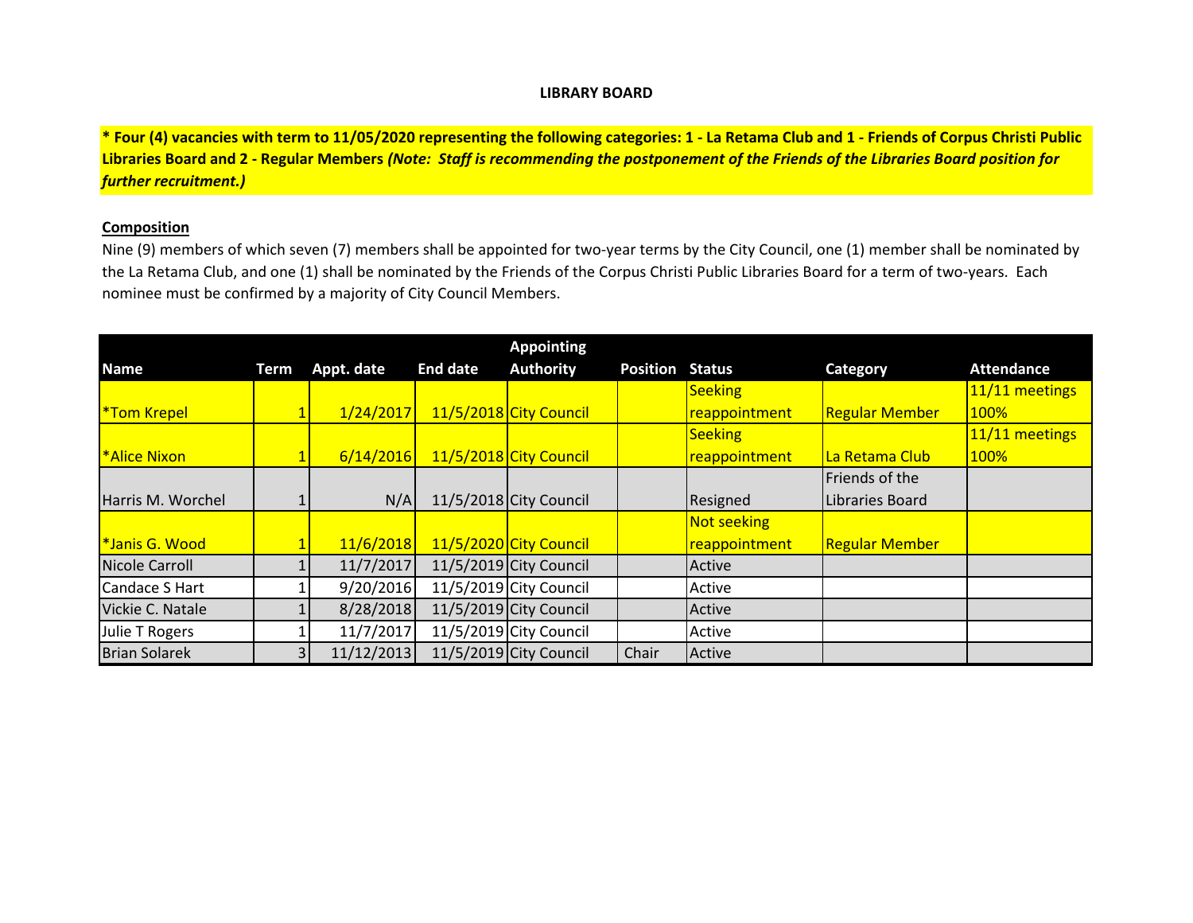# LIBRARY BOARD

**\* Four (4) vacancies with term to 11/05/2020 representing the following categories: 1 - La Retama Club and 1 - Friends of Corpus Christi Public Libraries Board and 2 - Regular Members** ***(Note: Staff is recommending the postponement of the Friends of the Libraries Board position for further recruitment.)***

**Composition**

Nine (9) members of which seven (7) members shall be appointed for two-year terms by the City Council, one (1) member shall be nominated by the La Retama Club, and one (1) shall be nominated by the Friends of the Corpus Christi Public Libraries Board for a term of two-years. Each nominee must be confirmed by a majority of City Council Members.

| Name | Term | Appt. date | End date | Appointing Authority | Position | Status | Category | Attendance |
|---|---|---|---|---|---|---|---|---|
| *Tom Krepel | 1 | 1/24/2017 | 11/5/2018 | City Council | | Seeking reappointment | Regular Member | 11/11 meetings 100% |
| *Alice Nixon | 1 | 6/14/2016 | 11/5/2018 | City Council | | Seeking reappointment | La Retama Club | 11/11 meetings 100% |
| Harris M. Worchel | 1 | N/A | 11/5/2018 | City Council | | Resigned | Friends of the Libraries Board | |
| *Janis G. Wood | 1 | 11/6/2018 | 11/5/2020 | City Council | | Not seeking reappointment | Regular Member | |
| Nicole Carroll | 1 | 11/7/2017 | 11/5/2019 | City Council | | Active | | |
| Candace S Hart | 1 | 9/20/2016 | 11/5/2019 | City Council | | Active | | |
| Vickie C. Natale | 1 | 8/28/2018 | 11/5/2019 | City Council | | Active | | |
| Julie T Rogers | 1 | 11/7/2017 | 11/5/2019 | City Council | | Active | | |
| Brian Solarek | 3 | 11/12/2013 | 11/5/2019 | City Council | Chair | Active | | |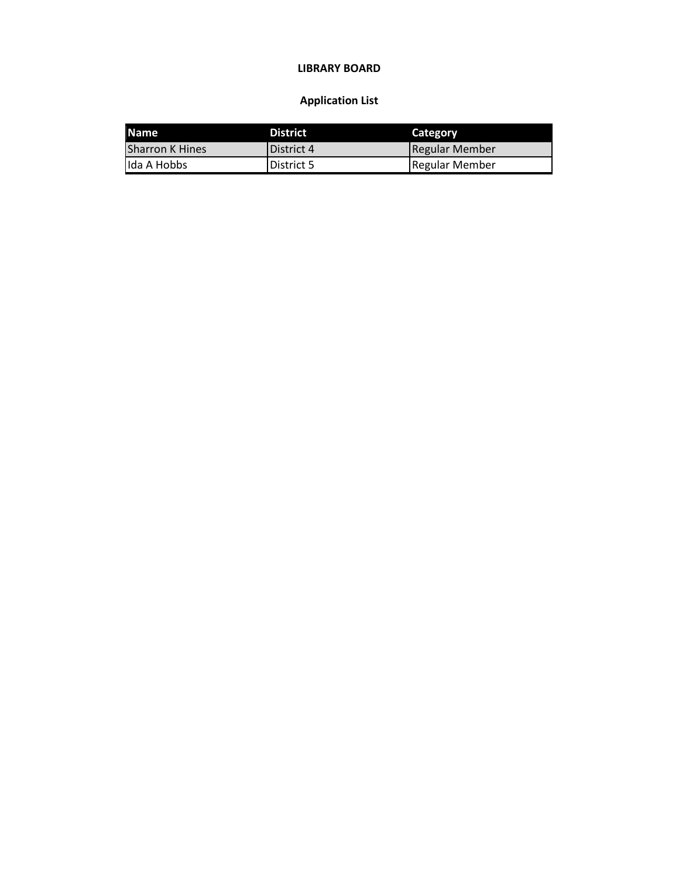**LIBRARY BOARD**

**Application List**

| Name | District | Category |
| --- | --- | --- |
| Sharron K Hines | District 4 | Regular Member |
| Ida A Hobbs | District 5 | Regular Member |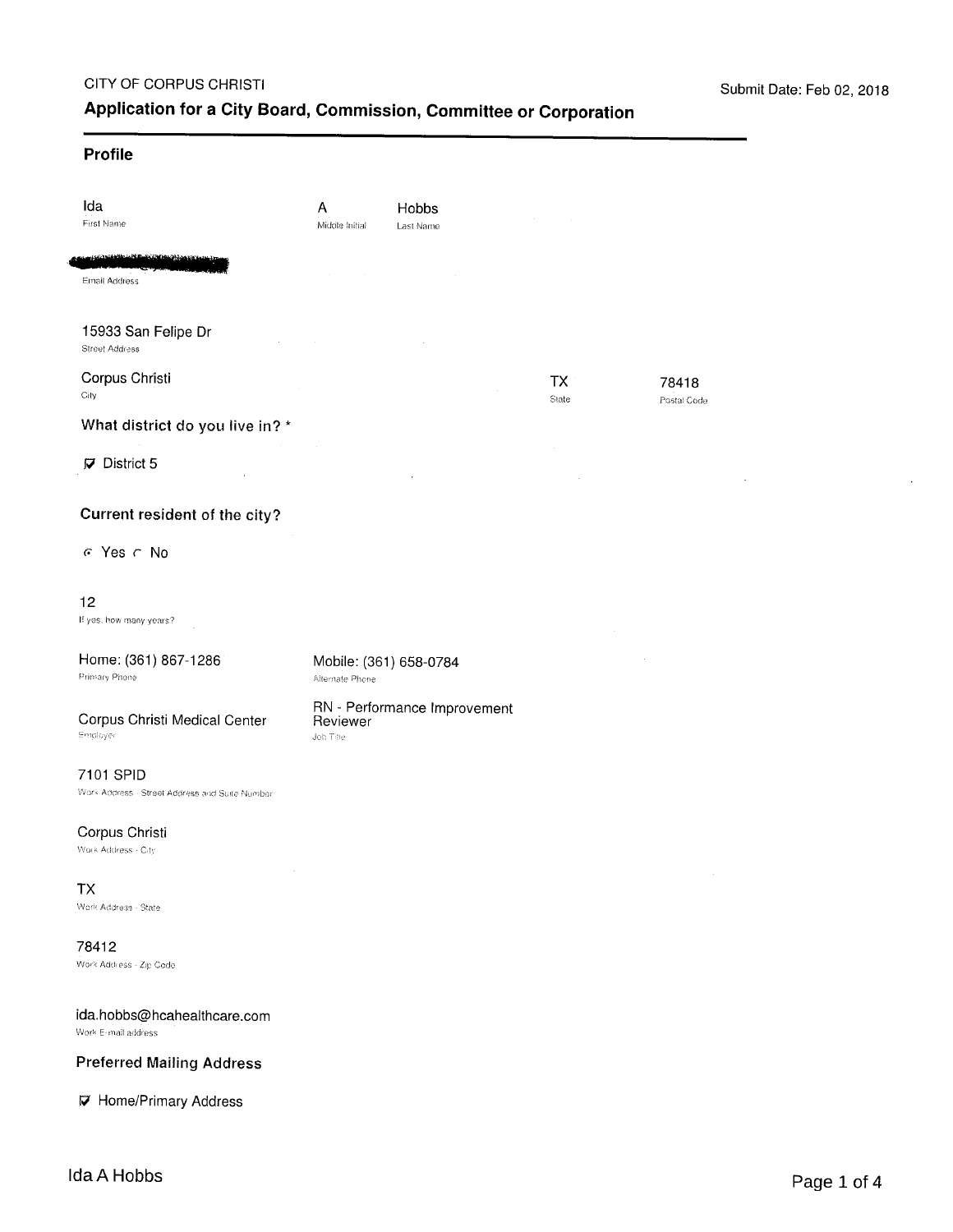CITY OF CORPUS CHRISTI

Submit Date: Feb 02, 2018

## Application for a City Board, Commission, Committee or Corporation

### Profile

Ida
First Name

A
Middle Initial

Hobbs
Last Name

[redacted]
Email Address

15933 San Felipe Dr
Street Address

Corpus Christi
City

TX
State

78418
Postal Code

**What district do you live in? ***

☑ District 5

**Current resident of the city?**

◉ Yes ○ No

12
If yes, how many years?

Home: (361) 867-1286
Primary Phone

Mobile: (361) 658-0784
Alternate Phone

Corpus Christi Medical Center
Employer

RN - Performance Improvement Reviewer
Job Title

7101 SPID
Work Address - Street Address and Suite Number

Corpus Christi
Work Address - City

TX
Work Address - State

78412
Work Address - Zip Code

ida.hobbs@hcahealthcare.com
Work E-mail address

**Preferred Mailing Address**

☑ Home/Primary Address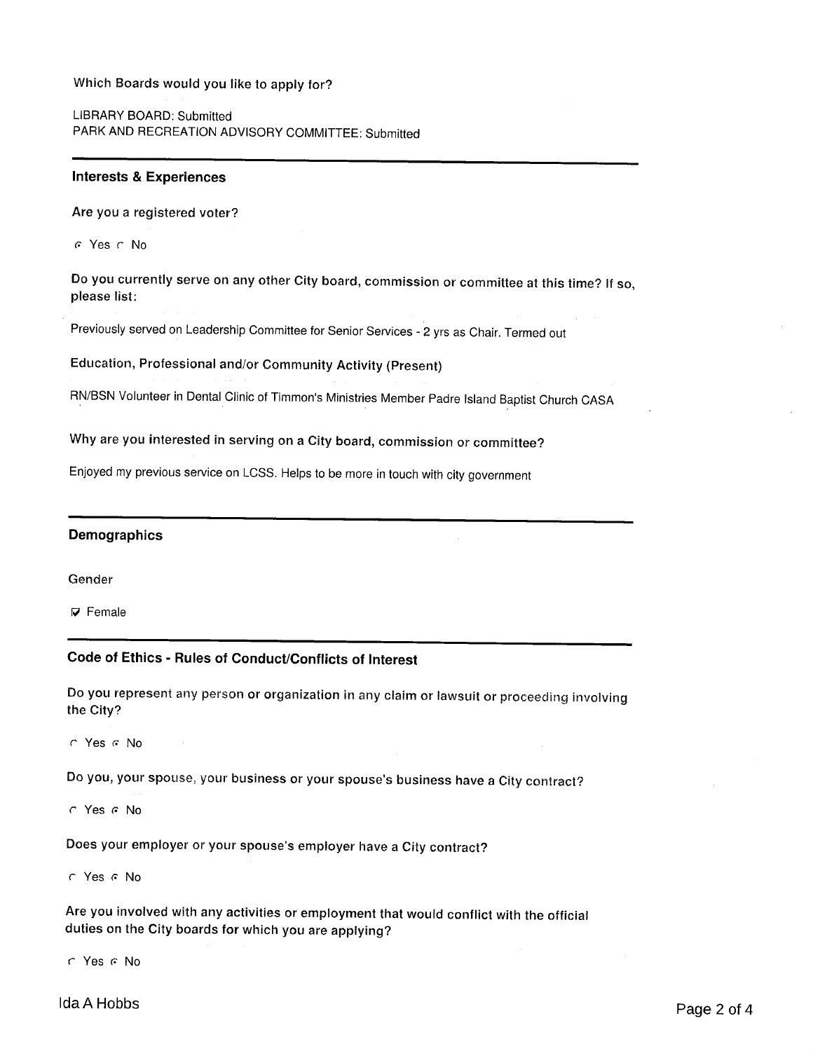Which Boards would you like to apply for?

LIBRARY BOARD: Submitted
PARK AND RECREATION ADVISORY COMMITTEE: Submitted

---

## Interests & Experiences

**Are you a registered voter?**

◉ Yes ○ No

**Do you currently serve on any other City board, commission or committee at this time? If so, please list:**

Previously served on Leadership Committee for Senior Services - 2 yrs as Chair. Termed out

**Education, Professional and/or Community Activity (Present)**

RN/BSN Volunteer in Dental Clinic of Timmon's Ministries Member Padre Island Baptist Church CASA

**Why are you interested in serving on a City board, commission or committee?**

Enjoyed my previous service on LCSS. Helps to be more in touch with city government

---

## Demographics

**Gender**

☑ Female

---

## Code of Ethics - Rules of Conduct/Conflicts of Interest

**Do you represent any person or organization in any claim or lawsuit or proceeding involving the City?**

○ Yes ◉ No

**Do you, your spouse, your business or your spouse's business have a City contract?**

○ Yes ◉ No

**Does your employer or your spouse's employer have a City contract?**

○ Yes ◉ No

**Are you involved with any activities or employment that would conflict with the official duties on the City boards for which you are applying?**

○ Yes ◉ No

Ida A Hobbs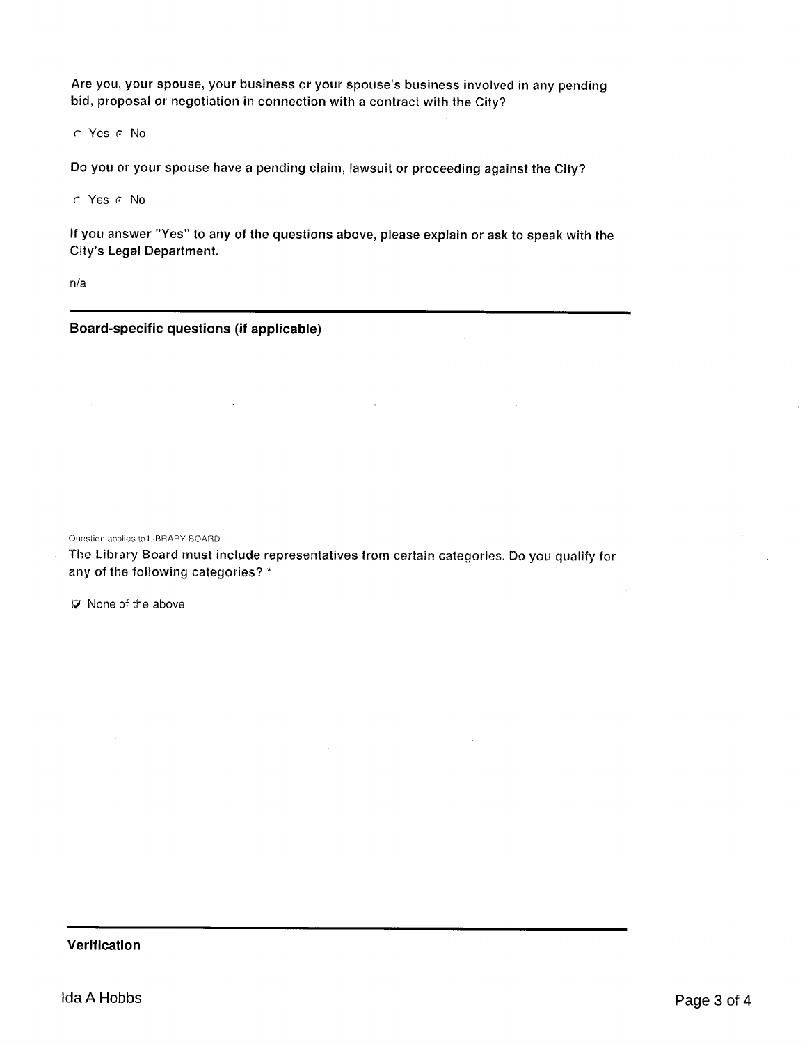**Are you, your spouse, your business or your spouse's business involved in any pending bid, proposal or negotiation in connection with a contract with the City?**

○ Yes ● No

**Do you or your spouse have a pending claim, lawsuit or proceeding against the City?**

○ Yes ● No

**If you answer "Yes" to any of the questions above, please explain or ask to speak with the City's Legal Department.**

n/a

---

## Board-specific questions (if applicable)

Question applies to LIBRARY BOARD

**The Library Board must include representatives from certain categories. Do you qualify for any of the following categories? ***

☑ None of the above

---

## Verification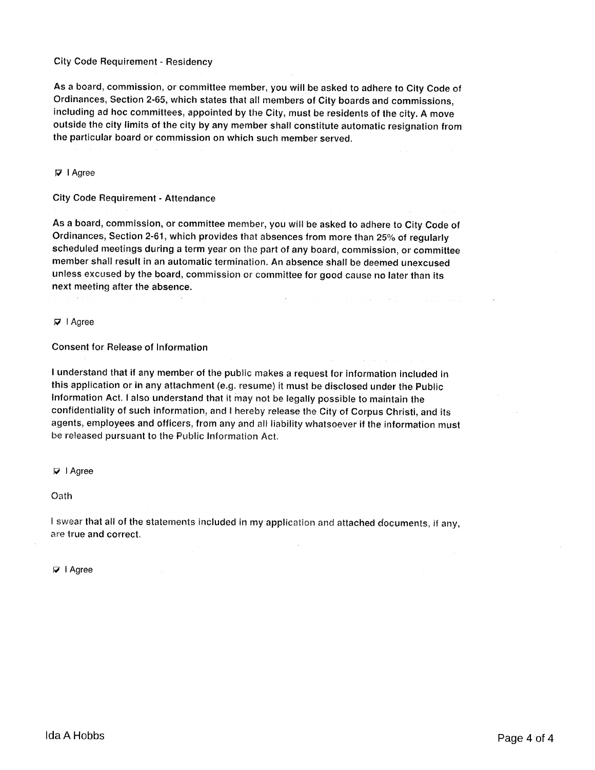### City Code Requirement - Residency

As a board, commission, or committee member, you will be asked to adhere to City Code of Ordinances, Section 2-65, which states that all members of City boards and commissions, including ad hoc committees, appointed by the City, must be residents of the city. A move outside the city limits of the city by any member shall constitute automatic resignation from the particular board or commission on which such member served.

☑ I Agree

### City Code Requirement - Attendance

As a board, commission, or committee member, you will be asked to adhere to City Code of Ordinances, Section 2-61, which provides that absences from more than 25% of regularly scheduled meetings during a term year on the part of any board, commission, or committee member shall result in an automatic termination. An absence shall be deemed unexcused unless excused by the board, commission or committee for good cause no later than its next meeting after the absence.

☑ I Agree

### Consent for Release of Information

I understand that if any member of the public makes a request for information included in this application or in any attachment (e.g. resume) it must be disclosed under the Public Information Act. I also understand that it may not be legally possible to maintain the confidentiality of such information, and I hereby release the City of Corpus Christi, and its agents, employees and officers, from any and all liability whatsoever if the information must be released pursuant to the Public Information Act.

☑ I Agree

### Oath

I swear that all of the statements included in my application and attached documents, if any, are true and correct.

☑ I Agree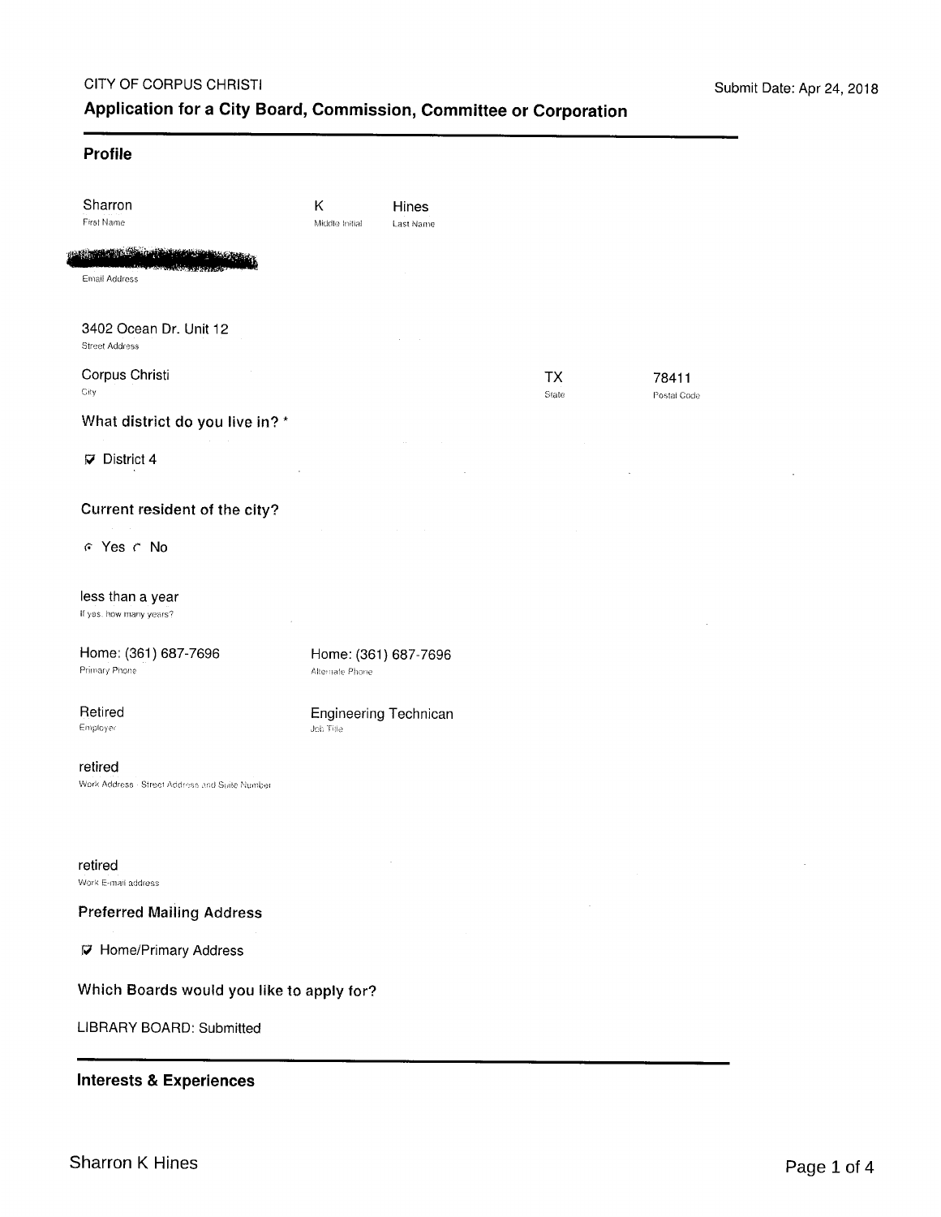CITY OF CORPUS CHRISTI

## Application for a City Board, Commission, Committee or Corporation

Submit Date: Apr 24, 2018

### Profile

Sharron
First Name

K
Middle Initial

Hines
Last Name

Email Address

3402 Ocean Dr. Unit 12
Street Address

Corpus Christi
City

TX
State

78411
Postal Code

**What district do you live in? \***

☑ District 4

**Current resident of the city?**

◉ Yes ○ No

less than a year
If yes, how many years?

Home: (361) 687-7696
Primary Phone

Home: (361) 687-7696
Alternate Phone

Retired
Employer

Engineering Technican
Job Title

retired
Work Address - Street Address and Suite Number

retired
Work E-mail address

**Preferred Mailing Address**

☑ Home/Primary Address

**Which Boards would you like to apply for?**

LIBRARY BOARD: Submitted

### Interests & Experiences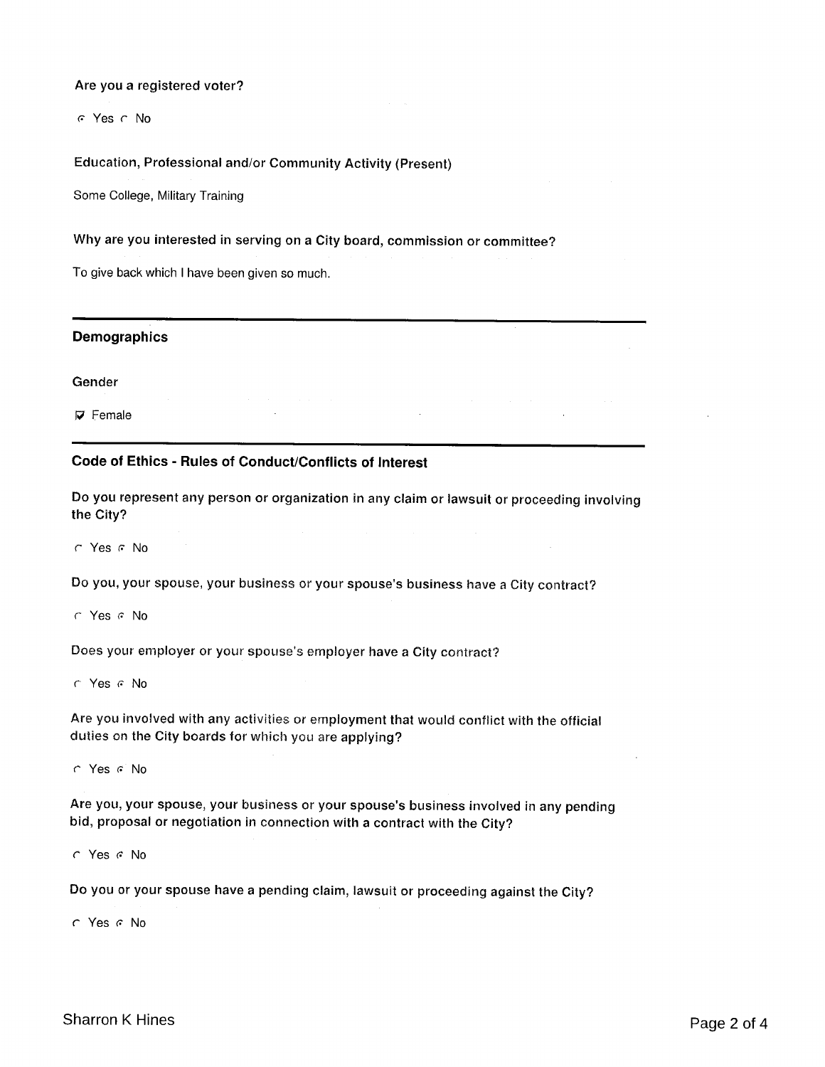**Are you a registered voter?**

(•) Yes ( ) No

**Education, Professional and/or Community Activity (Present)**

Some College, Military Training

**Why are you interested in serving on a City board, commission or committee?**

To give back which I have been given so much.

## Demographics

**Gender**

[x] Female

## Code of Ethics - Rules of Conduct/Conflicts of Interest

**Do you represent any person or organization in any claim or lawsuit or proceeding involving the City?**

( ) Yes (•) No

**Do you, your spouse, your business or your spouse's business have a City contract?**

( ) Yes (•) No

**Does your employer or your spouse's employer have a City contract?**

( ) Yes (•) No

**Are you involved with any activities or employment that would conflict with the official duties on the City boards for which you are applying?**

( ) Yes (•) No

**Are you, your spouse, your business or your spouse's business involved in any pending bid, proposal or negotiation in connection with a contract with the City?**

( ) Yes (•) No

**Do you or your spouse have a pending claim, lawsuit or proceeding against the City?**

( ) Yes (•) No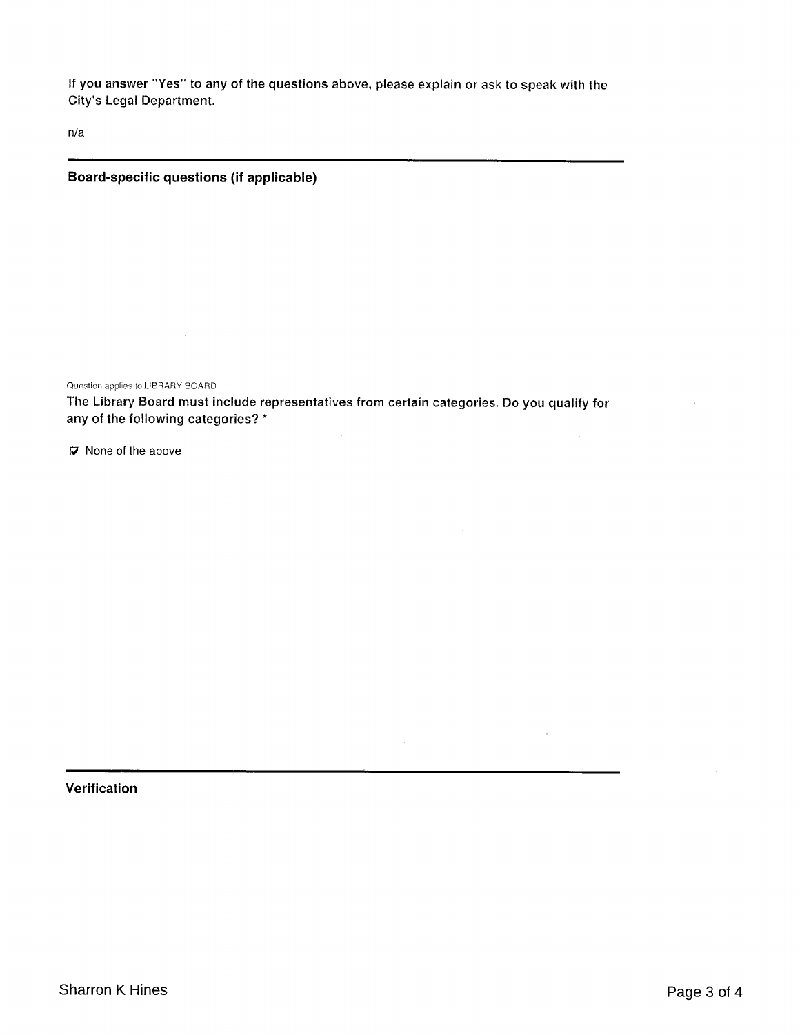If you answer "Yes" to any of the questions above, please explain or ask to speak with the City's Legal Department.

n/a

---

## Board-specific questions (if applicable)

Question applies to LIBRARY BOARD

**The Library Board must include representatives from certain categories. Do you qualify for any of the following categories? ***

☑ None of the above

---

## Verification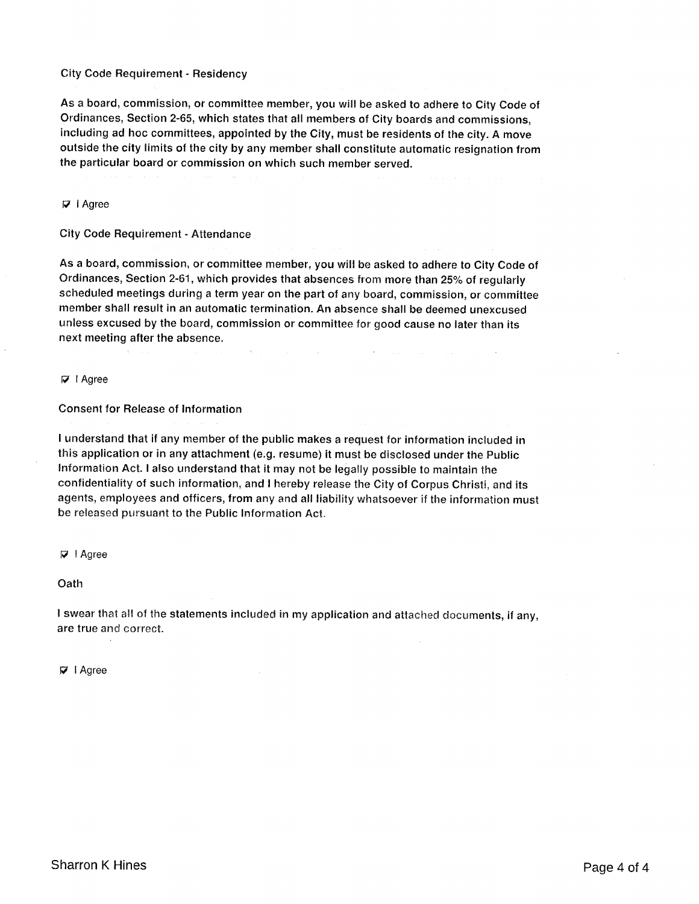City Code Requirement - Residency

As a board, commission, or committee member, you will be asked to adhere to City Code of Ordinances, Section 2-65, which states that all members of City boards and commissions, including ad hoc committees, appointed by the City, must be residents of the city. A move outside the city limits of the city by any member shall constitute automatic resignation from the particular board or commission on which such member served.

☑ I Agree

City Code Requirement - Attendance

As a board, commission, or committee member, you will be asked to adhere to City Code of Ordinances, Section 2-61, which provides that absences from more than 25% of regularly scheduled meetings during a term year on the part of any board, commission, or committee member shall result in an automatic termination. An absence shall be deemed unexcused unless excused by the board, commission or committee for good cause no later than its next meeting after the absence.

☑ I Agree

Consent for Release of Information

I understand that if any member of the public makes a request for information included in this application or in any attachment (e.g. resume) it must be disclosed under the Public Information Act. I also understand that it may not be legally possible to maintain the confidentiality of such information, and I hereby release the City of Corpus Christi, and its agents, employees and officers, from any and all liability whatsoever if the information must be released pursuant to the Public Information Act.

☑ I Agree

Oath

I swear that all of the statements included in my application and attached documents, if any, are true and correct.

☑ I Agree